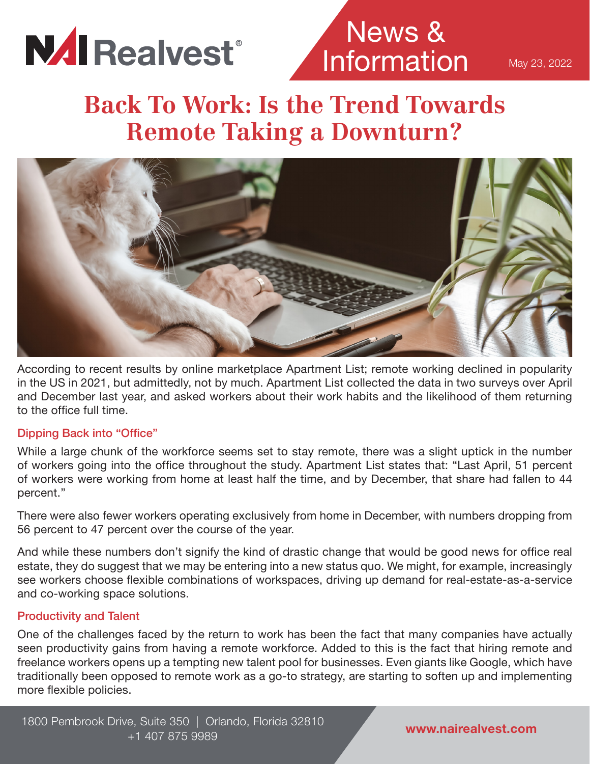NAI Realvest®

News & Information

May 23, 2022

# Back To Work: Is the Trend Towards Remote Taking a Downturn?

According to recent results by online marketplace Apartment List; remote working declined in popularity in the US in 2021, but admittedly, not by much. Apartment List collected the data in two surveys over April and December last year, and asked workers about their work habits and the likelihood of them returning to the office full time.

## Dipping Back into "Office"

While a large chunk of the workforce seems set to stay remote, there was a slight uptick in the number of workers going into the office throughout the study. Apartment List states that: "Last April, 51 percent of workers were working from home at least half the time, and by December, that share had fallen to 44 percent."

There were also fewer workers operating exclusively from home in December, with numbers dropping from 56 percent to 47 percent over the course of the year.

And while these numbers don't signify the kind of drastic change that would be good news for office real estate, they do suggest that we may be entering into a new status quo. We might, for example, increasingly see workers choose flexible combinations of workspaces, driving up demand for real-estate-as-a-service and co-working space solutions.

## Productivity and Talent

One of the challenges faced by the return to work has been the fact that many companies have actually seen productivity gains from having a remote workforce. Added to this is the fact that hiring remote and freelance workers opens up a tempting new talent pool for businesses. Even giants like Google, which have traditionally been opposed to remote work as a go-to strategy, are starting to soften up and implementing more flexible policies.

1800 Pembrook Drive, Suite 350 | Orlando, Florida 32810
+1 407 875 9989

www.nairealvest.com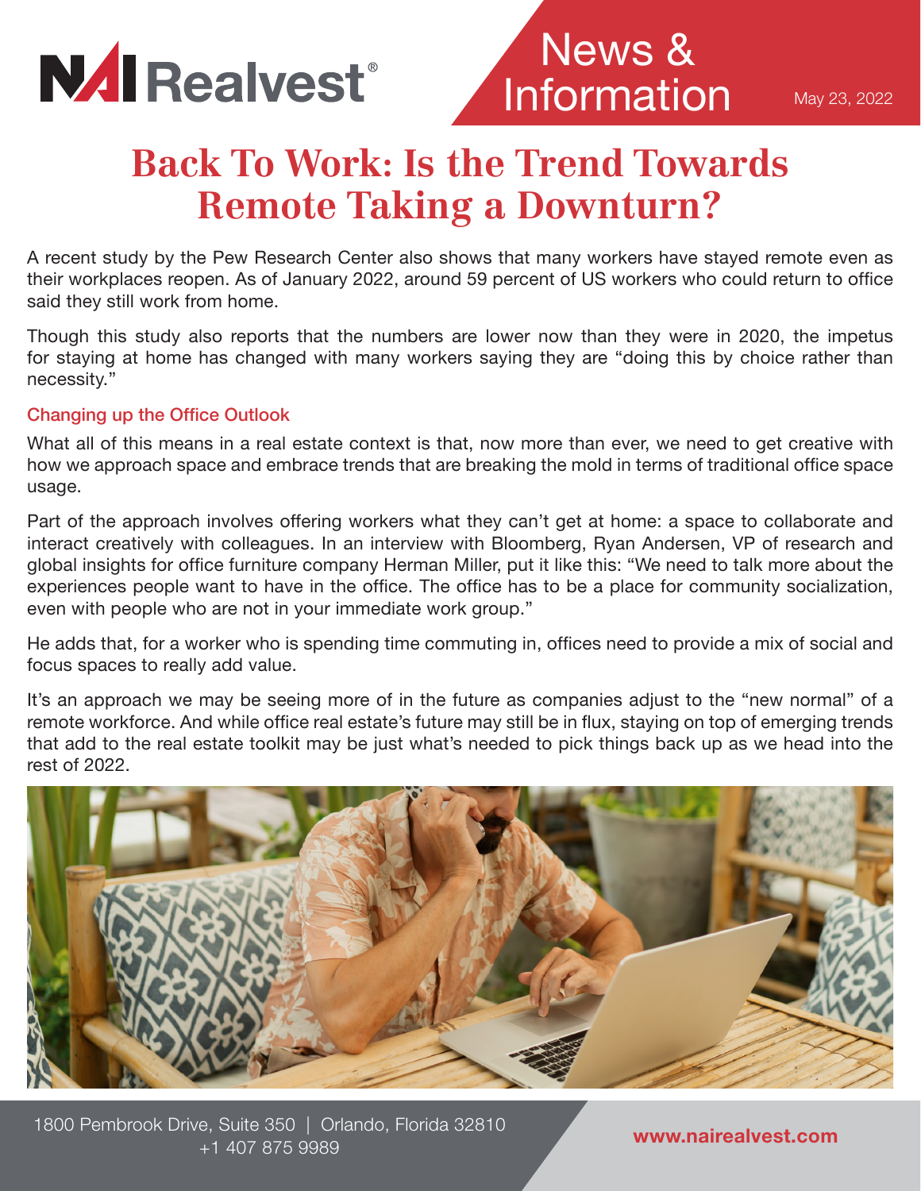# Back To Work: Is the Trend Towards Remote Taking a Downturn?

A recent study by the Pew Research Center also shows that many workers have stayed remote even as their workplaces reopen. As of January 2022, around 59 percent of US workers who could return to office said they still work from home.

Though this study also reports that the numbers are lower now than they were in 2020, the impetus for staying at home has changed with many workers saying they are "doing this by choice rather than necessity."

### Changing up the Office Outlook

What all of this means in a real estate context is that, now more than ever, we need to get creative with how we approach space and embrace trends that are breaking the mold in terms of traditional office space usage.

Part of the approach involves offering workers what they can't get at home: a space to collaborate and interact creatively with colleagues. In an interview with Bloomberg, Ryan Andersen, VP of research and global insights for office furniture company Herman Miller, put it like this: "We need to talk more about the experiences people want to have in the office. The office has to be a place for community socialization, even with people who are not in your immediate work group."

He adds that, for a worker who is spending time commuting in, offices need to provide a mix of social and focus spaces to really add value.

It's an approach we may be seeing more of in the future as companies adjust to the "new normal" of a remote workforce. And while office real estate's future may still be in flux, staying on top of emerging trends that add to the real estate toolkit may be just what's needed to pick things back up as we head into the rest of 2022.